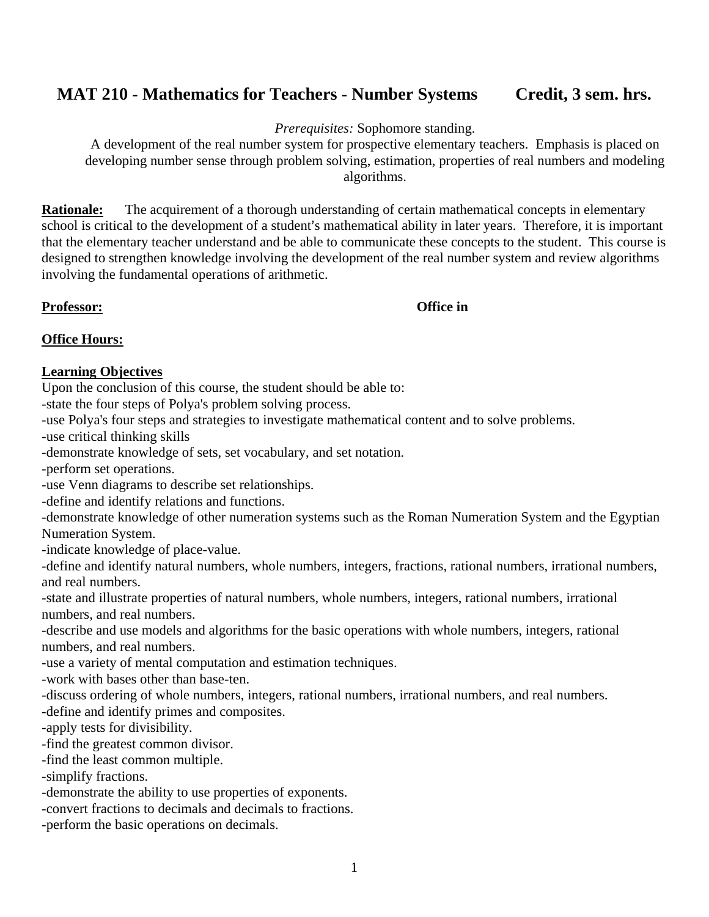# MAT 210 - Mathematics for Teachers - Number Systems    Credit, 3 sem. hrs.

*Prerequisites:* Sophomore standing.

A development of the real number system for prospective elementary teachers. Emphasis is placed on developing number sense through problem solving, estimation, properties of real numbers and modeling algorithms.

**Rationale:** The acquirement of a thorough understanding of certain mathematical concepts in elementary school is critical to the development of a student's mathematical ability in later years. Therefore, it is important that the elementary teacher understand and be able to communicate these concepts to the student. This course is designed to strengthen knowledge involving the development of the real number system and review algorithms involving the fundamental operations of arithmetic.

**Professor:**    **Office in**

**Office Hours:**

**Learning Objectives**

Upon the conclusion of this course, the student should be able to:

- state the four steps of Polya's problem solving process.
- use Polya's four steps and strategies to investigate mathematical content and to solve problems.
- use critical thinking skills
- demonstrate knowledge of sets, set vocabulary, and set notation.
- perform set operations.
- use Venn diagrams to describe set relationships.
- define and identify relations and functions.
- demonstrate knowledge of other numeration systems such as the Roman Numeration System and the Egyptian Numeration System.
- indicate knowledge of place-value.
- define and identify natural numbers, whole numbers, integers, fractions, rational numbers, irrational numbers, and real numbers.
- state and illustrate properties of natural numbers, whole numbers, integers, rational numbers, irrational numbers, and real numbers.
- describe and use models and algorithms for the basic operations with whole numbers, integers, rational numbers, and real numbers.
- use a variety of mental computation and estimation techniques.
- work with bases other than base-ten.
- discuss ordering of whole numbers, integers, rational numbers, irrational numbers, and real numbers.
- define and identify primes and composites.
- apply tests for divisibility.
- find the greatest common divisor.
- find the least common multiple.
- simplify fractions.
- demonstrate the ability to use properties of exponents.
- convert fractions to decimals and decimals to fractions.
- perform the basic operations on decimals.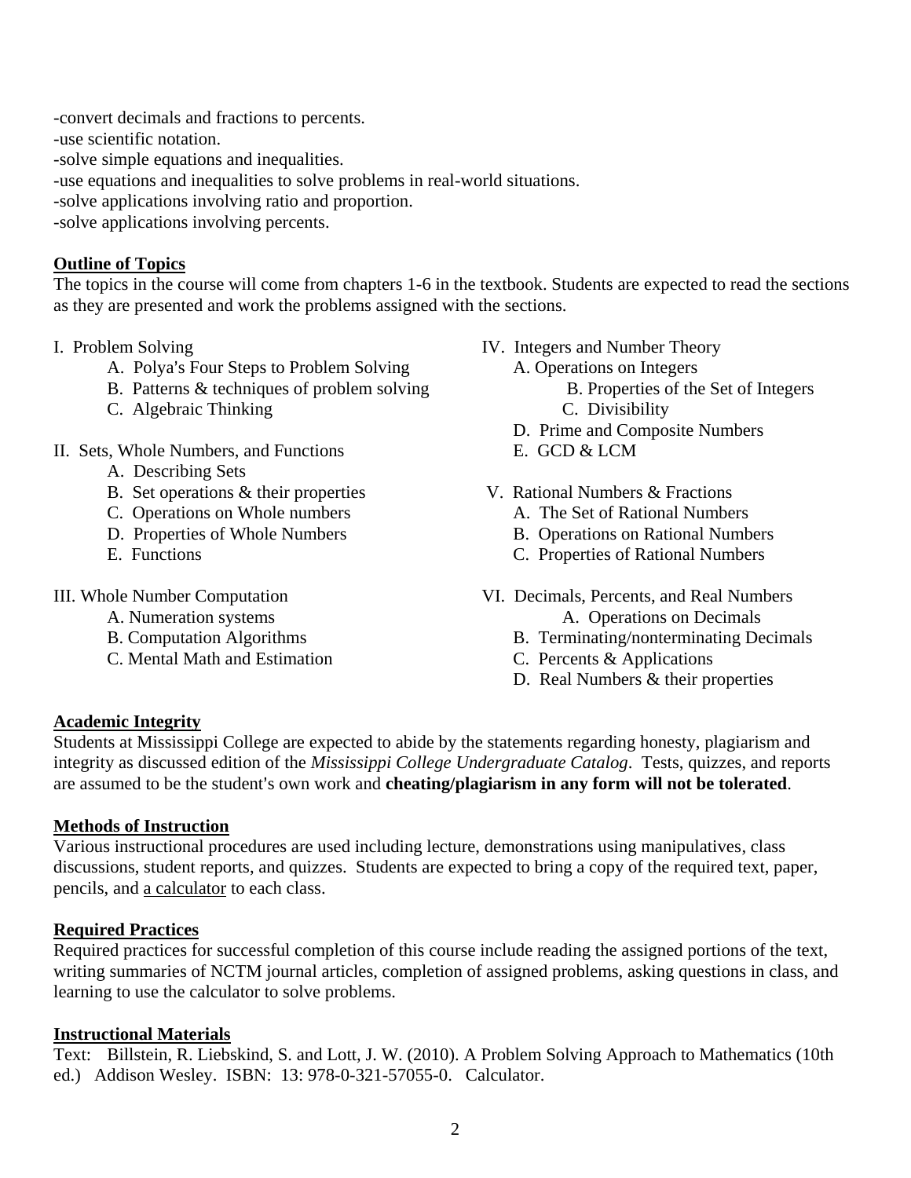-convert decimals and fractions to percents.
-use scientific notation.
-solve simple equations and inequalities.
-use equations and inequalities to solve problems in real-world situations.
-solve applications involving ratio and proportion.
-solve applications involving percents.

## Outline of Topics

The topics in the course will come from chapters 1-6 in the textbook. Students are expected to read the sections as they are presented and work the problems assigned with the sections.

I. Problem Solving
   - A. Polya's Four Steps to Problem Solving
   - B. Patterns & techniques of problem solving
   - C. Algebraic Thinking

II. Sets, Whole Numbers, and Functions
   - A. Describing Sets
   - B. Set operations & their properties
   - C. Operations on Whole numbers
   - D. Properties of Whole Numbers
   - E. Functions

III. Whole Number Computation
   - A. Numeration systems
   - B. Computation Algorithms
   - C. Mental Math and Estimation

IV. Integers and Number Theory
   - A. Operations on Integers
   - B. Properties of the Set of Integers
   - C. Divisibility
   - D. Prime and Composite Numbers
   - E. GCD & LCM

V. Rational Numbers & Fractions
   - A. The Set of Rational Numbers
   - B. Operations on Rational Numbers
   - C. Properties of Rational Numbers

VI. Decimals, Percents, and Real Numbers
   - A. Operations on Decimals
   - B. Terminating/nonterminating Decimals
   - C. Percents & Applications
   - D. Real Numbers & their properties

## Academic Integrity

Students at Mississippi College are expected to abide by the statements regarding honesty, plagiarism and integrity as discussed edition of the *Mississippi College Undergraduate Catalog*. Tests, quizzes, and reports are assumed to be the student's own work and **cheating/plagiarism in any form will not be tolerated**.

## Methods of Instruction

Various instructional procedures are used including lecture, demonstrations using manipulatives, class discussions, student reports, and quizzes. Students are expected to bring a copy of the required text, paper, pencils, and <u>a calculator</u> to each class.

## Required Practices

Required practices for successful completion of this course include reading the assigned portions of the text, writing summaries of NCTM journal articles, completion of assigned problems, asking questions in class, and learning to use the calculator to solve problems.

## Instructional Materials

Text: Billstein, R. Liebskind, S. and Lott, J. W. (2010). A Problem Solving Approach to Mathematics (10th ed.) Addison Wesley. ISBN: 13: 978-0-321-57055-0. Calculator.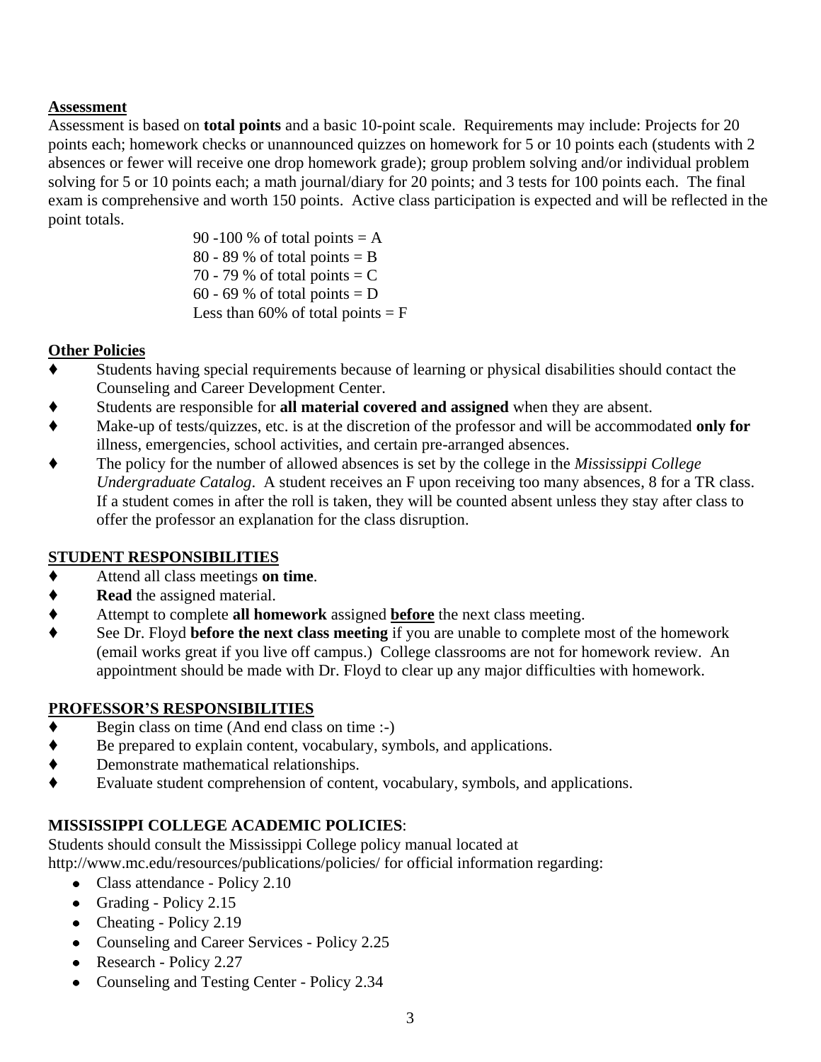**Assessment**

Assessment is based on **total points** and a basic 10-point scale. Requirements may include: Projects for 20 points each; homework checks or unannounced quizzes on homework for 5 or 10 points each (students with 2 absences or fewer will receive one drop homework grade); group problem solving and/or individual problem solving for 5 or 10 points each; a math journal/diary for 20 points; and 3 tests for 100 points each. The final exam is comprehensive and worth 150 points. Active class participation is expected and will be reflected in the point totals.

90 -100 % of total points = A
80 - 89 % of total points = B
70 - 79 % of total points = C
60 - 69 % of total points = D
Less than 60% of total points = F

**Other Policies**

- Students having special requirements because of learning or physical disabilities should contact the Counseling and Career Development Center.
- Students are responsible for **all material covered and assigned** when they are absent.
- Make-up of tests/quizzes, etc. is at the discretion of the professor and will be accommodated **only for** illness, emergencies, school activities, and certain pre-arranged absences.
- The policy for the number of allowed absences is set by the college in the *Mississippi College Undergraduate Catalog*. A student receives an F upon receiving too many absences, 8 for a TR class. If a student comes in after the roll is taken, they will be counted absent unless they stay after class to offer the professor an explanation for the class disruption.

## STUDENT RESPONSIBILITIES

- Attend all class meetings **on time**.
- **Read** the assigned material.
- Attempt to complete **all homework** assigned **before** the next class meeting.
- See Dr. Floyd **before the next class meeting** if you are unable to complete most of the homework (email works great if you live off campus.) College classrooms are not for homework review. An appointment should be made with Dr. Floyd to clear up any major difficulties with homework.

## PROFESSOR'S RESPONSIBILITIES

- Begin class on time (And end class on time :-)
- Be prepared to explain content, vocabulary, symbols, and applications.
- Demonstrate mathematical relationships.
- Evaluate student comprehension of content, vocabulary, symbols, and applications.

## MISSISSIPPI COLLEGE ACADEMIC POLICIES:

Students should consult the Mississippi College policy manual located at http://www.mc.edu/resources/publications/policies/ for official information regarding:

- Class attendance - Policy 2.10
- Grading - Policy 2.15
- Cheating - Policy 2.19
- Counseling and Career Services - Policy 2.25
- Research - Policy 2.27
- Counseling and Testing Center - Policy 2.34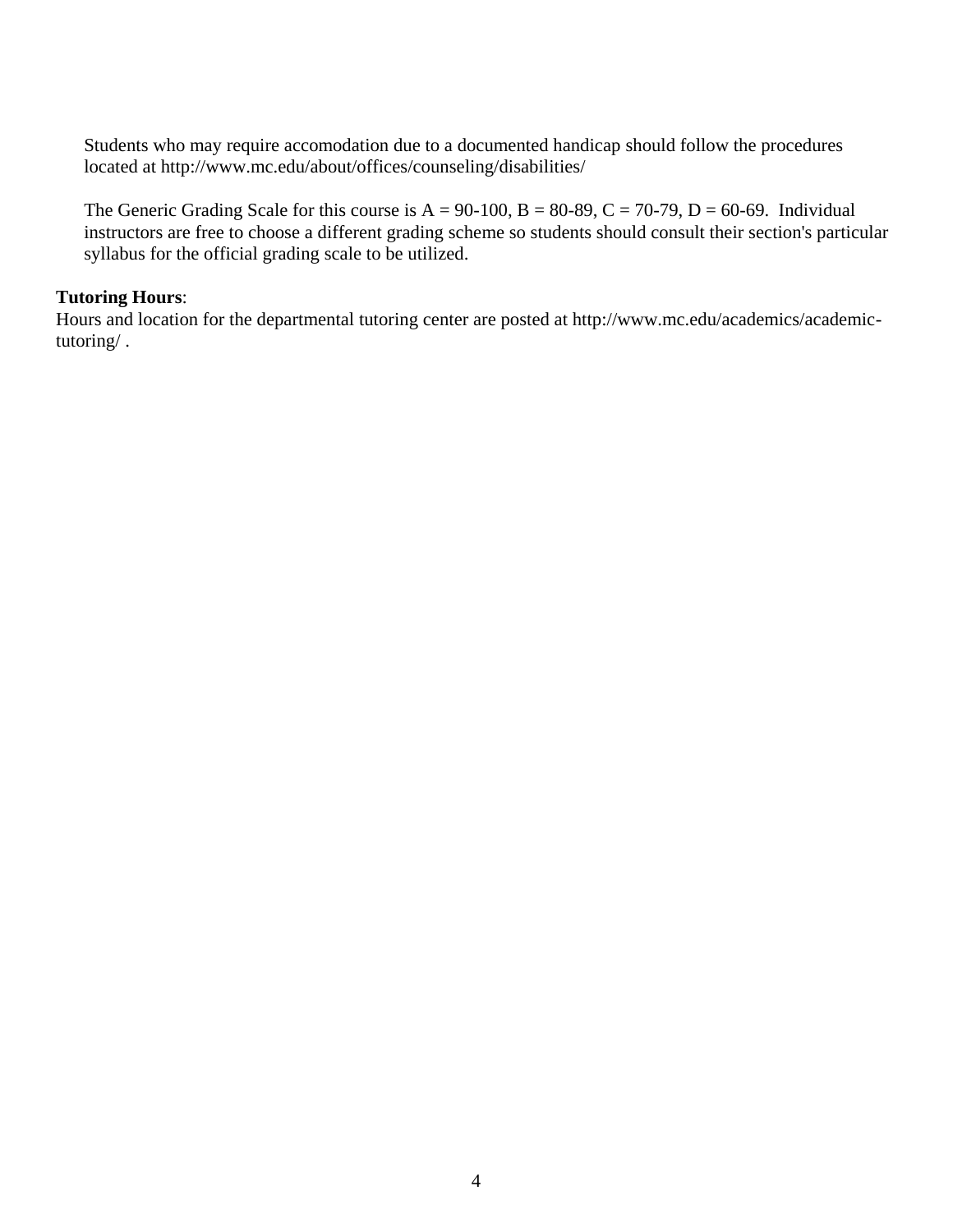Students who may require accomodation due to a documented handicap should follow the procedures located at http://www.mc.edu/about/offices/counseling/disabilities/

The Generic Grading Scale for this course is A = 90-100, B = 80-89, C = 70-79, D = 60-69. Individual instructors are free to choose a different grading scheme so students should consult their section's particular syllabus for the official grading scale to be utilized.

**Tutoring Hours**:
Hours and location for the departmental tutoring center are posted at http://www.mc.edu/academics/academic-tutoring/ .